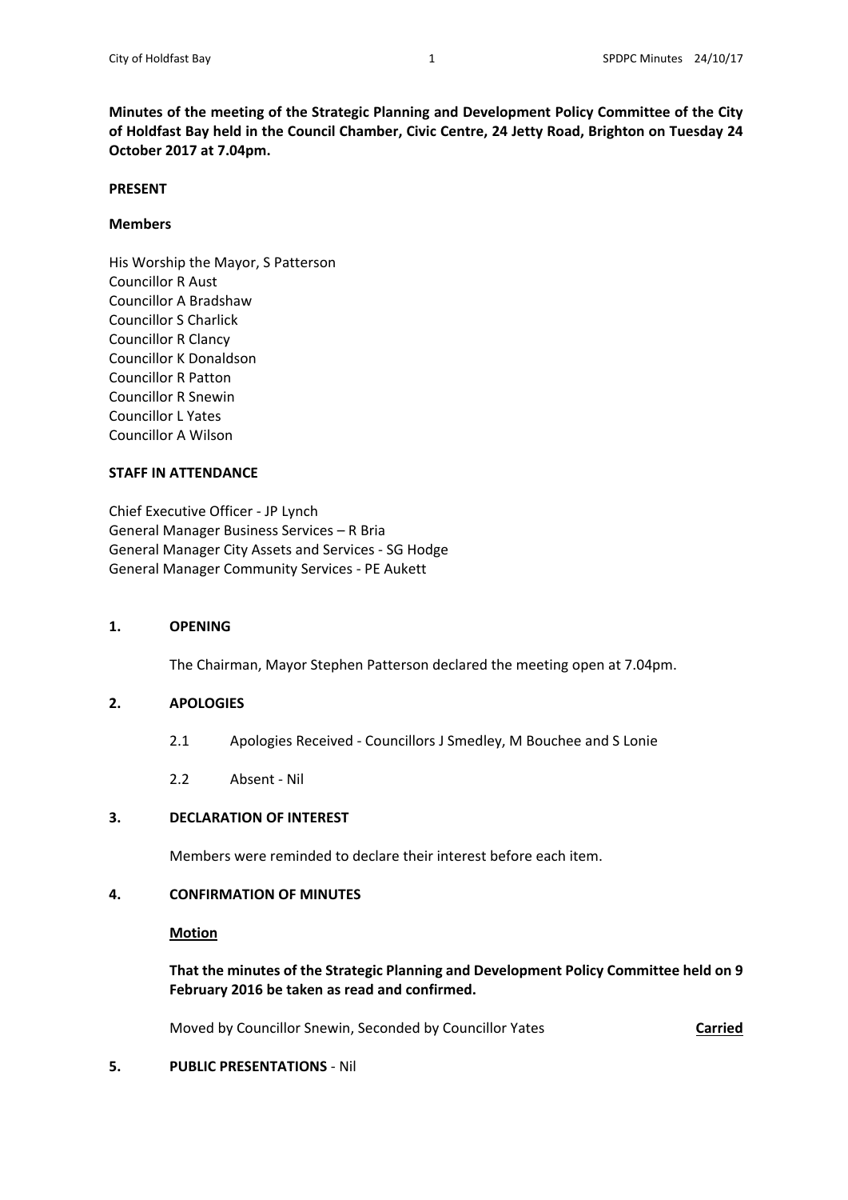**Minutes of the meeting of the Strategic Planning and Development Policy Committee of the City of Holdfast Bay held in the Council Chamber, Civic Centre, 24 Jetty Road, Brighton on Tuesday 24 October 2017 at 7.04pm.**

**PRESENT**

**Members**

His Worship the Mayor, S Patterson
Councillor R Aust
Councillor A Bradshaw
Councillor S Charlick
Councillor R Clancy
Councillor K Donaldson
Councillor R Patton
Councillor R Snewin
Councillor L Yates
Councillor A Wilson

**STAFF IN ATTENDANCE**

Chief Executive Officer - JP Lynch
General Manager Business Services – R Bria
General Manager City Assets and Services - SG Hodge
General Manager Community Services - PE Aukett

**1. OPENING**

The Chairman, Mayor Stephen Patterson declared the meeting open at 7.04pm.

**2. APOLOGIES**

2.1 Apologies Received - Councillors J Smedley, M Bouchee and S Lonie

2.2 Absent - Nil

**3. DECLARATION OF INTEREST**

Members were reminded to declare their interest before each item.

**4. CONFIRMATION OF MINUTES**

**Motion**

**That the minutes of the Strategic Planning and Development Policy Committee held on 9 February 2016 be taken as read and confirmed.**

Moved by Councillor Snewin, Seconded by Councillor Yates **Carried**

**5. PUBLIC PRESENTATIONS** - Nil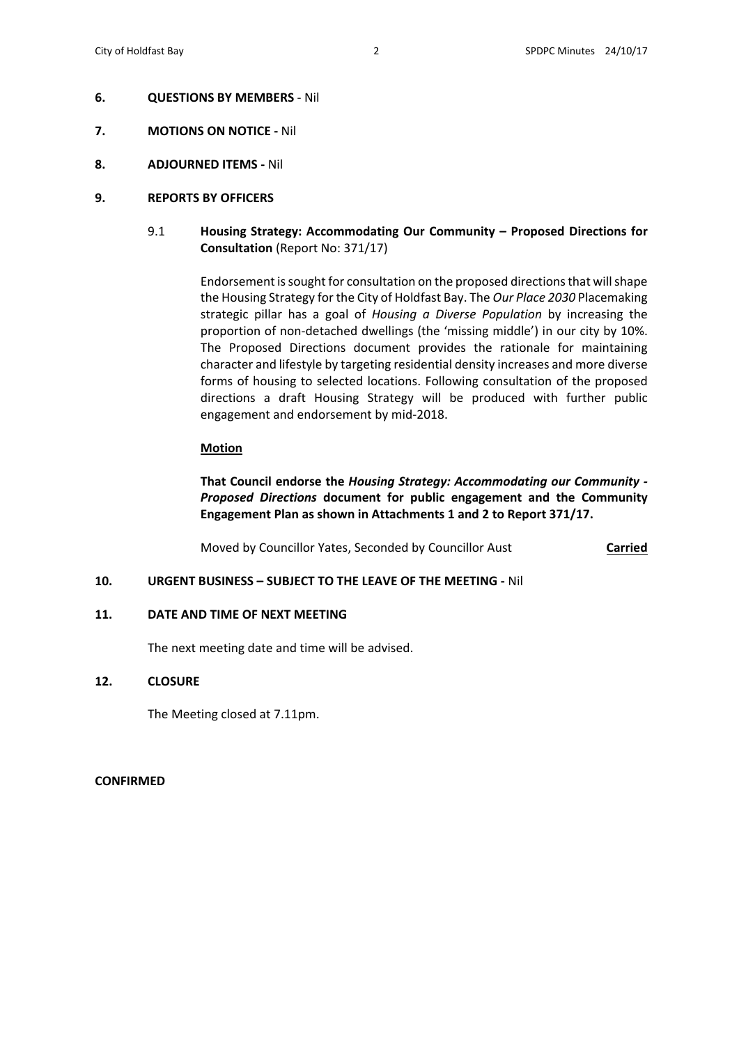**6. QUESTIONS BY MEMBERS** - Nil

**7. MOTIONS ON NOTICE -** Nil

**8. ADJOURNED ITEMS -** Nil

**9. REPORTS BY OFFICERS**

9.1 **Housing Strategy: Accommodating Our Community – Proposed Directions for Consultation** (Report No: 371/17)

Endorsement is sought for consultation on the proposed directions that will shape the Housing Strategy for the City of Holdfast Bay. The *Our Place 2030* Placemaking strategic pillar has a goal of *Housing a Diverse Population* by increasing the proportion of non-detached dwellings (the 'missing middle') in our city by 10%. The Proposed Directions document provides the rationale for maintaining character and lifestyle by targeting residential density increases and more diverse forms of housing to selected locations. Following consultation of the proposed directions a draft Housing Strategy will be produced with further public engagement and endorsement by mid-2018.

**Motion**

**That Council endorse the *Housing Strategy: Accommodating our Community - Proposed Directions* document for public engagement and the Community Engagement Plan as shown in Attachments 1 and 2 to Report 371/17.**

Moved by Councillor Yates, Seconded by Councillor Aust **Carried**

**10. URGENT BUSINESS – SUBJECT TO THE LEAVE OF THE MEETING -** Nil

**11. DATE AND TIME OF NEXT MEETING**

The next meeting date and time will be advised.

**12. CLOSURE**

The Meeting closed at 7.11pm.

**CONFIRMED**